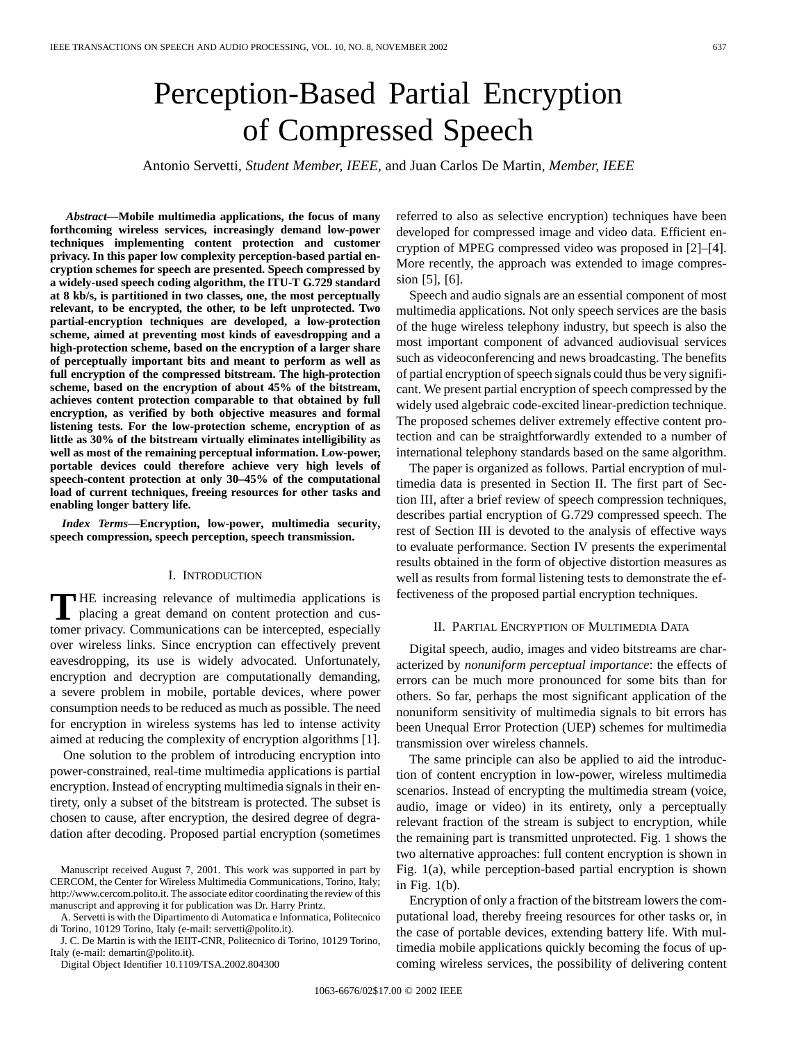# Perception-Based Partial Encryption of Compressed Speech

Antonio Servetti, *Student Member, IEEE*, and Juan Carlos De Martin, *Member, IEEE*

***Abstract*—Mobile multimedia applications, the focus of many forthcoming wireless services, increasingly demand low-power techniques implementing content protection and customer privacy. In this paper low complexity perception-based partial encryption schemes for speech are presented. Speech compressed by a widely-used speech coding algorithm, the ITU-T G.729 standard at 8 kb/s, is partitioned in two classes, one, the most perceptually relevant, to be encrypted, the other, to be left unprotected. Two partial-encryption techniques are developed, a low-protection scheme, aimed at preventing most kinds of eavesdropping and a high-protection scheme, based on the encryption of a larger share of perceptually important bits and meant to perform as well as full encryption of the compressed bitstream. The high-protection scheme, based on the encryption of about 45% of the bitstream, achieves content protection comparable to that obtained by full encryption, as verified by both objective measures and formal listening tests. For the low-protection scheme, encryption of as little as 30% of the bitstream virtually eliminates intelligibility as well as most of the remaining perceptual information. Low-power, portable devices could therefore achieve very high levels of speech-content protection at only 30–45% of the computational load of current techniques, freeing resources for other tasks and enabling longer battery life.**

***Index Terms*—Encryption, low-power, multimedia security, speech compression, speech perception, speech transmission.**

## I. Introduction

The increasing relevance of multimedia applications is placing a great demand on content protection and customer privacy. Communications can be intercepted, especially over wireless links. Since encryption can effectively prevent eavesdropping, its use is widely advocated. Unfortunately, encryption and decryption are computationally demanding, a severe problem in mobile, portable devices, where power consumption needs to be reduced as much as possible. The need for encryption in wireless systems has led to intense activity aimed at reducing the complexity of encryption algorithms [1].

One solution to the problem of introducing encryption into power-constrained, real-time multimedia applications is partial encryption. Instead of encrypting multimedia signals in their entirety, only a subset of the bitstream is protected. The subset is chosen to cause, after encryption, the desired degree of degradation after decoding. Proposed partial encryption (sometimes referred to also as selective encryption) techniques have been developed for compressed image and video data. Efficient encryption of MPEG compressed video was proposed in [2]–[4]. More recently, the approach was extended to image compression [5], [6].

Speech and audio signals are an essential component of most multimedia applications. Not only speech services are the basis of the huge wireless telephony industry, but speech is also the most important component of advanced audiovisual services such as videoconferencing and news broadcasting. The benefits of partial encryption of speech signals could thus be very significant. We present partial encryption of speech compressed by the widely used algebraic code-excited linear-prediction technique. The proposed schemes deliver extremely effective content protection and can be straightforwardly extended to a number of international telephony standards based on the same algorithm.

The paper is organized as follows. Partial encryption of multimedia data is presented in Section II. The first part of Section III, after a brief review of speech compression techniques, describes partial encryption of G.729 compressed speech. The rest of Section III is devoted to the analysis of effective ways to evaluate performance. Section IV presents the experimental results obtained in the form of objective distortion measures as well as results from formal listening tests to demonstrate the effectiveness of the proposed partial encryption techniques.

## II. Partial Encryption of Multimedia Data

Digital speech, audio, images and video bitstreams are characterized by *nonuniform perceptual importance*: the effects of errors can be much more pronounced for some bits than for others. So far, perhaps the most significant application of the nonuniform sensitivity of multimedia signals to bit errors has been Unequal Error Protection (UEP) schemes for multimedia transmission over wireless channels.

The same principle can also be applied to aid the introduction of content encryption in low-power, wireless multimedia scenarios. Instead of encrypting the multimedia stream (voice, audio, image or video) in its entirety, only a perceptually relevant fraction of the stream is subject to encryption, while the remaining part is transmitted unprotected. Fig. 1 shows the two alternative approaches: full content encryption is shown in Fig. 1(a), while perception-based partial encryption is shown in Fig. 1(b).

Encryption of only a fraction of the bitstream lowers the computational load, thereby freeing resources for other tasks or, in the case of portable devices, extending battery life. With multimedia mobile applications quickly becoming the focus of upcoming wireless services, the possibility of delivering content

---

Manuscript received August 7, 2001. This work was supported in part by CERCOM, the Center for Wireless Multimedia Communications, Torino, Italy; http://www.cercom.polito.it. The associate editor coordinating the review of this manuscript and approving it for publication was Dr. Harry Printz.

A. Servetti is with the Dipartimento di Automatica e Informatica, Politecnico di Torino, 10129 Torino, Italy (e-mail: servetti@polito.it).

J. C. De Martin is with the IEIIT-CNR, Politecnico di Torino, 10129 Torino, Italy (e-mail: demartin@polito.it).

Digital Object Identifier 10.1109/TSA.2002.804300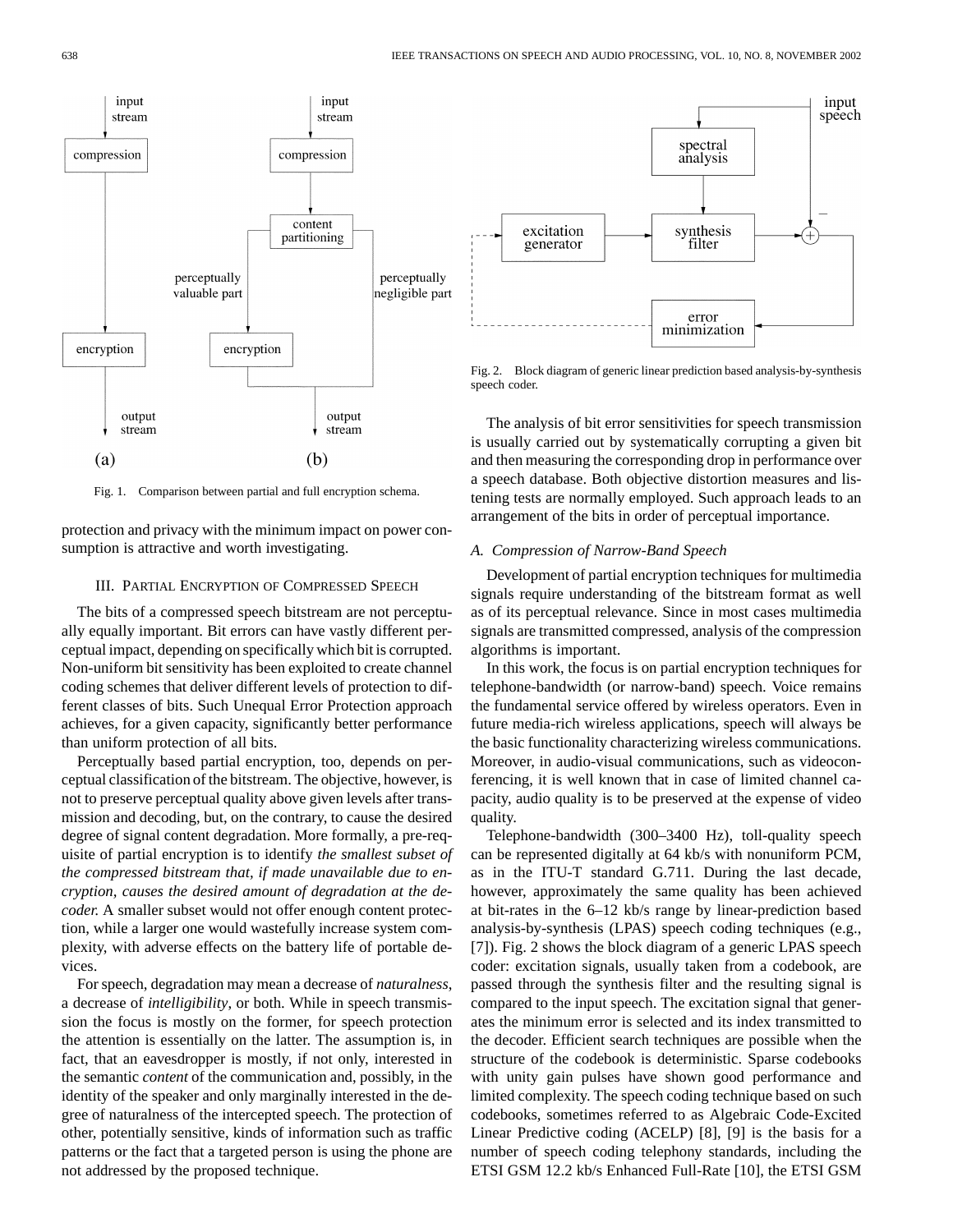Fig. 1. Comparison between partial and full encryption schema.

protection and privacy with the minimum impact on power consumption is attractive and worth investigating.

## III. Partial Encryption of Compressed Speech

The bits of a compressed speech bitstream are not perceptually equally important. Bit errors can have vastly different perceptual impact, depending on specifically which bit is corrupted. Non-uniform bit sensitivity has been exploited to create channel coding schemes that deliver different levels of protection to different classes of bits. Such Unequal Error Protection approach achieves, for a given capacity, significantly better performance than uniform protection of all bits.

Perceptually based partial encryption, too, depends on perceptual classification of the bitstream. The objective, however, is not to preserve perceptual quality above given levels after transmission and decoding, but, on the contrary, to cause the desired degree of signal content degradation. More formally, a pre-requisite of partial encryption is to identify *the smallest subset of the compressed bitstream that, if made unavailable due to encryption, causes the desired amount of degradation at the decoder.* A smaller subset would not offer enough content protection, while a larger one would wastefully increase system complexity, with adverse effects on the battery life of portable devices.

For speech, degradation may mean a decrease of *naturalness*, a decrease of *intelligibility*, or both. While in speech transmission the focus is mostly on the former, for speech protection the attention is essentially on the latter. The assumption is, in fact, that an eavesdropper is mostly, if not only, interested in the semantic *content* of the communication and, possibly, in the identity of the speaker and only marginally interested in the degree of naturalness of the intercepted speech. The protection of other, potentially sensitive, kinds of information such as traffic patterns or the fact that a targeted person is using the phone are not addressed by the proposed technique.

Fig. 2. Block diagram of generic linear prediction based analysis-by-synthesis speech coder.

The analysis of bit error sensitivities for speech transmission is usually carried out by systematically corrupting a given bit and then measuring the corresponding drop in performance over a speech database. Both objective distortion measures and listening tests are normally employed. Such approach leads to an arrangement of the bits in order of perceptual importance.

### A. Compression of Narrow-Band Speech

Development of partial encryption techniques for multimedia signals require understanding of the bitstream format as well as of its perceptual relevance. Since in most cases multimedia signals are transmitted compressed, analysis of the compression algorithms is important.

In this work, the focus is on partial encryption techniques for telephone-bandwidth (or narrow-band) speech. Voice remains the fundamental service offered by wireless operators. Even in future media-rich wireless applications, speech will always be the basic functionality characterizing wireless communications. Moreover, in audio-visual communications, such as videoconferencing, it is well known that in case of limited channel capacity, audio quality is to be preserved at the expense of video quality.

Telephone-bandwidth (300–3400 Hz), toll-quality speech can be represented digitally at 64 kb/s with nonuniform PCM, as in the ITU-T standard G.711. During the last decade, however, approximately the same quality has been achieved at bit-rates in the 6–12 kb/s range by linear-prediction based analysis-by-synthesis (LPAS) speech coding techniques (e.g., [7]). Fig. 2 shows the block diagram of a generic LPAS speech coder: excitation signals, usually taken from a codebook, are passed through the synthesis filter and the resulting signal is compared to the input speech. The excitation signal that generates the minimum error is selected and its index transmitted to the decoder. Efficient search techniques are possible when the structure of the codebook is deterministic. Sparse codebooks with unity gain pulses have shown good performance and limited complexity. The speech coding technique based on such codebooks, sometimes referred to as Algebraic Code-Excited Linear Predictive coding (ACELP) [8], [9] is the basis for a number of speech coding telephony standards, including the ETSI GSM 12.2 kb/s Enhanced Full-Rate [10], the ETSI GSM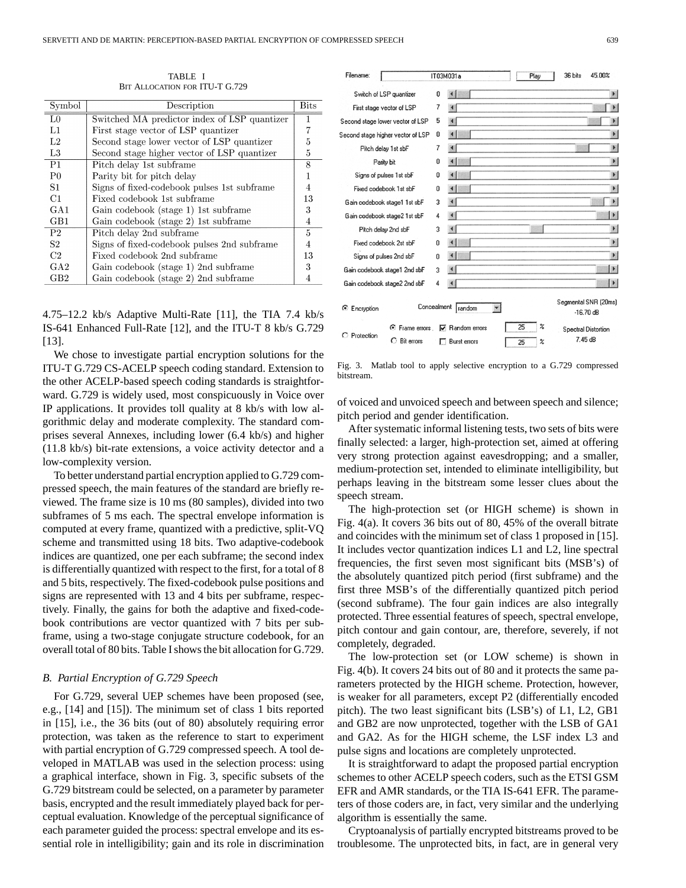TABLE I
BIT ALLOCATION FOR ITU-T G.729

| Symbol | Description | Bits |
|---|---|---|
| L0 | Switched MA predictor index of LSP quantizer | 1 |
| L1 | First stage vector of LSP quantizer | 7 |
| L2 | Second stage lower vector of LSP quantizer | 5 |
| L3 | Second stage higher vector of LSP quantizer | 5 |
| P1 | Pitch delay 1st subframe | 8 |
| P0 | Parity bit for pitch delay | 1 |
| S1 | Signs of fixed-codebook pulses 1st subframe | 4 |
| C1 | Fixed codebook 1st subframe | 13 |
| GA1 | Gain codebook (stage 1) 1st subframe | 3 |
| GB1 | Gain codebook (stage 2) 1st subframe | 4 |
| P2 | Pitch delay 2nd subframe | 5 |
| S2 | Signs of fixed-codebook pulses 2nd subframe | 4 |
| C2 | Fixed codebook 2nd subframe | 13 |
| GA2 | Gain codebook (stage 1) 2nd subframe | 3 |
| GB2 | Gain codebook (stage 2) 2nd subframe | 4 |

4.75–12.2 kb/s Adaptive Multi-Rate [11], the TIA 7.4 kb/s IS-641 Enhanced Full-Rate [12], and the ITU-T 8 kb/s G.729 [13].

We chose to investigate partial encryption solutions for the ITU-T G.729 CS-ACELP speech coding standard. Extension to the other ACELP-based speech coding standards is straightforward. G.729 is widely used, most conspicuously in Voice over IP applications. It provides toll quality at 8 kb/s with low algorithmic delay and moderate complexity. The standard comprises several Annexes, including lower (6.4 kb/s) and higher (11.8 kb/s) bit-rate extensions, a voice activity detector and a low-complexity version.

To better understand partial encryption applied to G.729 compressed speech, the main features of the standard are briefly reviewed. The frame size is 10 ms (80 samples), divided into two subframes of 5 ms each. The spectral envelope information is computed at every frame, quantized with a predictive, split-VQ scheme and transmitted using 18 bits. Two adaptive-codebook indices are quantized, one per each subframe; the second index is differentially quantized with respect to the first, for a total of 8 and 5 bits, respectively. The fixed-codebook pulse positions and signs are represented with 13 and 4 bits per subframe, respectively. Finally, the gains for both the adaptive and fixed-codebook contributions are vector quantized with 7 bits per subframe, using a two-stage conjugate structure codebook, for an overall total of 80 bits. Table I shows the bit allocation for G.729.

### *B. Partial Encryption of G.729 Speech*

For G.729, several UEP schemes have been proposed (see, e.g., [14] and [15]). The minimum set of class 1 bits reported in [15], i.e., the 36 bits (out of 80) absolutely requiring error protection, was taken as the reference to start to experiment with partial encryption of G.729 compressed speech. A tool developed in MATLAB was used in the selection process: using a graphical interface, shown in Fig. 3, specific subsets of the G.729 bitstream could be selected, on a parameter by parameter basis, encrypted and the result immediately played back for perceptual evaluation. Knowledge of the perceptual significance of each parameter guided the process: spectral envelope and its essential role in intelligibility; gain and its role in discrimination

Fig. 3. Matlab tool to apply selective encryption to a G.729 compressed bitstream.

of voiced and unvoiced speech and between speech and silence; pitch period and gender identification.

After systematic informal listening tests, two sets of bits were finally selected: a larger, high-protection set, aimed at offering very strong protection against eavesdropping; and a smaller, medium-protection set, intended to eliminate intelligibility, but perhaps leaving in the bitstream some lesser clues about the speech stream.

The high-protection set (or HIGH scheme) is shown in Fig. 4(a). It covers 36 bits out of 80, 45% of the overall bitrate and coincides with the minimum set of class 1 proposed in [15]. It includes vector quantization indices L1 and L2, line spectral frequencies, the first seven most significant bits (MSB's) of the absolutely quantized pitch period (first subframe) and the first three MSB's of the differentially quantized pitch period (second subframe). The four gain indices are also integrally protected. Three essential features of speech, spectral envelope, pitch contour and gain contour, are, therefore, severely, if not completely, degraded.

The low-protection set (or LOW scheme) is shown in Fig. 4(b). It covers 24 bits out of 80 and it protects the same parameters protected by the HIGH scheme. Protection, however, is weaker for all parameters, except P2 (differentially encoded pitch). The two least significant bits (LSB's) of L1, L2, GB1 and GB2 are now unprotected, together with the LSB of GA1 and GA2. As for the HIGH scheme, the LSF index L3 and pulse signs and locations are completely unprotected.

It is straightforward to adapt the proposed partial encryption schemes to other ACELP speech coders, such as the ETSI GSM EFR and AMR standards, or the TIA IS-641 EFR. The parameters of those coders are, in fact, very similar and the underlying algorithm is essentially the same.

Cryptoanalysis of partially encrypted bitstreams proved to be troublesome. The unprotected bits, in fact, are in general very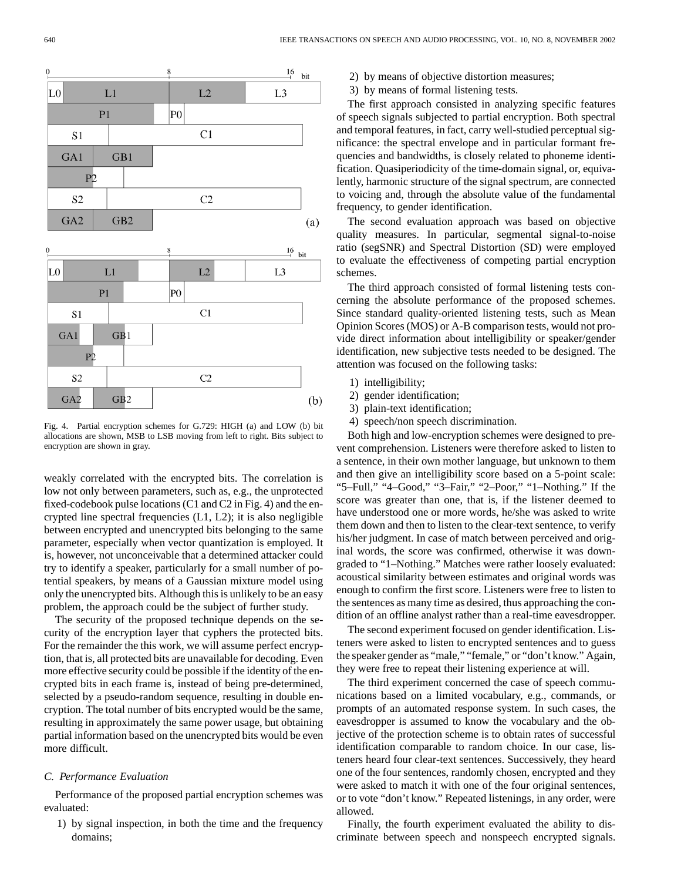0 8 16 bit

L0 L1 L2 L3

P1 P0

S1 C1

GA1 GB1

P2

S2 C2

GA2 GB2

(a)

0 8 16 bit

L0 L1 L2 L3

P1 P0

S1 C1

GA1 GB1

P2

S2 C2

GA2 GB2

(b)

Fig. 4. Partial encryption schemes for G.729: HIGH (a) and LOW (b) bit allocations are shown, MSB to LSB moving from left to right. Bits subject to encryption are shown in gray.

weakly correlated with the encrypted bits. The correlation is low not only between parameters, such as, e.g., the unprotected fixed-codebook pulse locations (C1 and C2 in Fig. 4) and the encrypted line spectral frequencies (L1, L2); it is also negligible between encrypted and unencrypted bits belonging to the same parameter, especially when vector quantization is employed. It is, however, not unconceivable that a determined attacker could try to identify a speaker, particularly for a small number of potential speakers, by means of a Gaussian mixture model using only the unencrypted bits. Although this is unlikely to be an easy problem, the approach could be the subject of further study.

The security of the proposed technique depends on the security of the encryption layer that cyphers the protected bits. For the remainder the this work, we will assume perfect encryption, that is, all protected bits are unavailable for decoding. Even more effective security could be possible if the identity of the encrypted bits in each frame is, instead of being pre-determined, selected by a pseudo-random sequence, resulting in double encryption. The total number of bits encrypted would be the same, resulting in approximately the same power usage, but obtaining partial information based on the unencrypted bits would be even more difficult.

### C. Performance Evaluation

Performance of the proposed partial encryption schemes was evaluated:

1) by signal inspection, in both the time and the frequency domains;
2) by means of objective distortion measures;
3) by means of formal listening tests.

The first approach consisted in analyzing specific features of speech signals subjected to partial encryption. Both spectral and temporal features, in fact, carry well-studied perceptual significance: the spectral envelope and in particular formant frequencies and bandwidths, is closely related to phoneme identification. Quasiperiodicity of the time-domain signal, or, equivalently, harmonic structure of the signal spectrum, are connected to voicing and, through the absolute value of the fundamental frequency, to gender identification.

The second evaluation approach was based on objective quality measures. In particular, segmental signal-to-noise ratio (segSNR) and Spectral Distortion (SD) were employed to evaluate the effectiveness of competing partial encryption schemes.

The third approach consisted of formal listening tests concerning the absolute performance of the proposed schemes. Since standard quality-oriented listening tests, such as Mean Opinion Scores (MOS) or A-B comparison tests, would not provide direct information about intelligibility or speaker/gender identification, new subjective tests needed to be designed. The attention was focused on the following tasks:

1) intelligibility;
2) gender identification;
3) plain-text identification;
4) speech/non speech discrimination.

Both high and low-encryption schemes were designed to prevent comprehension. Listeners were therefore asked to listen to a sentence, in their own mother language, but unknown to them and then give an intelligibility score based on a 5-point scale: "5–Full," "4–Good," "3–Fair," "2–Poor," "1–Nothing." If the score was greater than one, that is, if the listener deemed to have understood one or more words, he/she was asked to write them down and then to listen to the clear-text sentence, to verify his/her judgment. In case of match between perceived and original words, the score was confirmed, otherwise it was downgraded to "1–Nothing." Matches were rather loosely evaluated: acoustical similarity between estimates and original words was enough to confirm the first score. Listeners were free to listen to the sentences as many time as desired, thus approaching the condition of an offline analyst rather than a real-time eavesdropper.

The second experiment focused on gender identification. Listeners were asked to listen to encrypted sentences and to guess the speaker gender as "male," "female," or "don't know." Again, they were free to repeat their listening experience at will.

The third experiment concerned the case of speech communications based on a limited vocabulary, e.g., commands, or prompts of an automated response system. In such cases, the eavesdropper is assumed to know the vocabulary and the objective of the protection scheme is to obtain rates of successful identification comparable to random choice. In our case, listeners heard four clear-text sentences. Successively, they heard one of the four sentences, randomly chosen, encrypted and they were asked to match it with one of the four original sentences, or to vote "don't know." Repeated listenings, in any order, were allowed.

Finally, the fourth experiment evaluated the ability to discriminate between speech and nonspeech encrypted signals.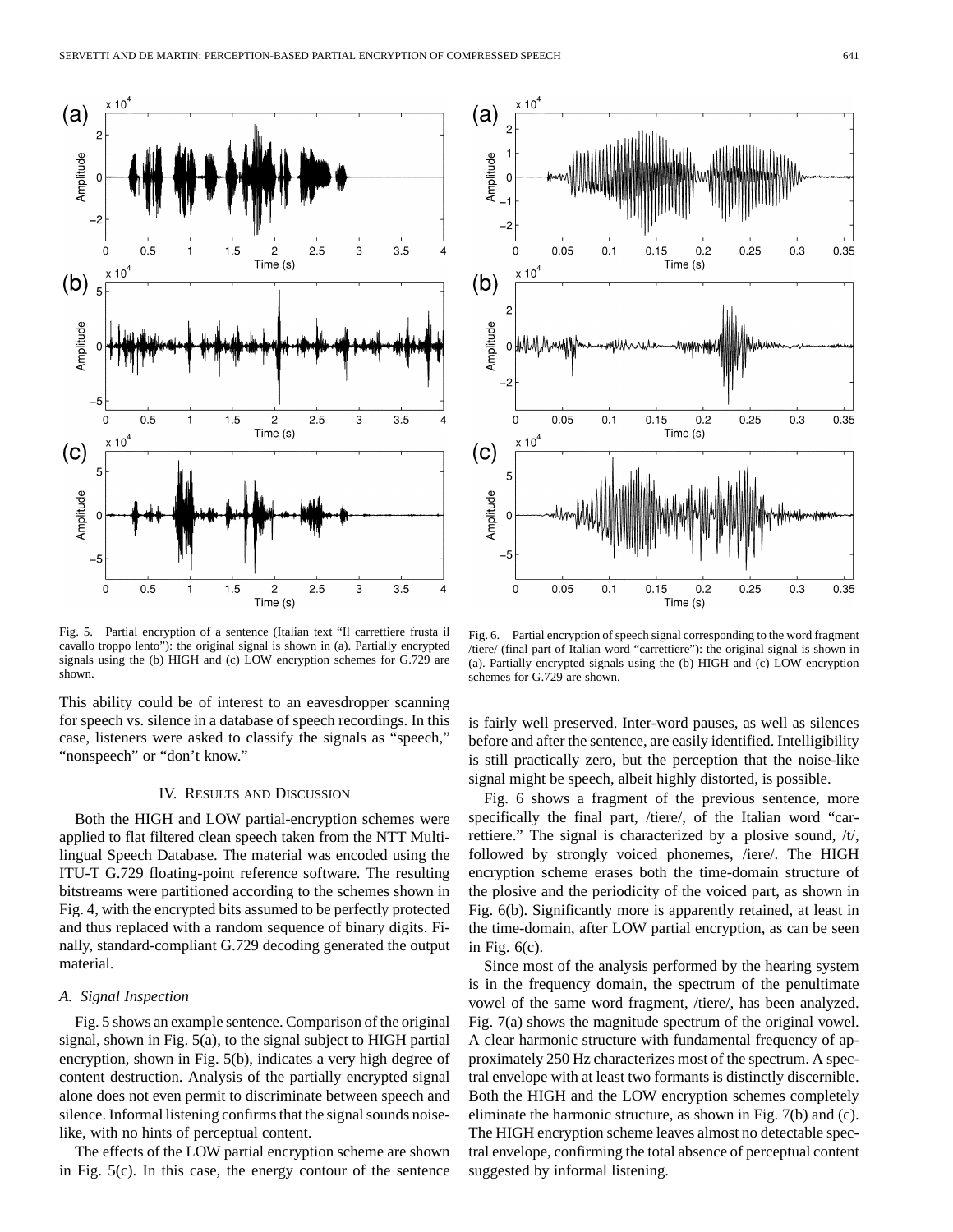Fig. 5. Partial encryption of a sentence (Italian text "Il carrettiere frusta il cavallo troppo lento"): the original signal is shown in (a). Partially encrypted signals using the (b) HIGH and (c) LOW encryption schemes for G.729 are shown.

Fig. 6. Partial encryption of speech signal corresponding to the word fragment /tiere/ (final part of Italian word "carrettiere"): the original signal is shown in (a). Partially encrypted signals using the (b) HIGH and (c) LOW encryption schemes for G.729 are shown.

This ability could be of interest to an eavesdropper scanning for speech vs. silence in a database of speech recordings. In this case, listeners were asked to classify the signals as "speech," "nonspeech" or "don't know."

## IV. Results and Discussion

Both the HIGH and LOW partial-encryption schemes were applied to flat filtered clean speech taken from the NTT Multilingual Speech Database. The material was encoded using the ITU-T G.729 floating-point reference software. The resulting bitstreams were partitioned according to the schemes shown in Fig. 4, with the encrypted bits assumed to be perfectly protected and thus replaced with a random sequence of binary digits. Finally, standard-compliant G.729 decoding generated the output material.

### A. Signal Inspection

Fig. 5 shows an example sentence. Comparison of the original signal, shown in Fig. 5(a), to the signal subject to HIGH partial encryption, shown in Fig. 5(b), indicates a very high degree of content destruction. Analysis of the partially encrypted signal alone does not even permit to discriminate between speech and silence. Informal listening confirms that the signal sounds noise-like, with no hints of perceptual content.

The effects of the LOW partial encryption scheme are shown in Fig. 5(c). In this case, the energy contour of the sentence is fairly well preserved. Inter-word pauses, as well as silences before and after the sentence, are easily identified. Intelligibility is still practically zero, but the perception that the noise-like signal might be speech, albeit highly distorted, is possible.

Fig. 6 shows a fragment of the previous sentence, more specifically the final part, /tiere/, of the Italian word "carrettiere." The signal is characterized by a plosive sound, /t/, followed by strongly voiced phonemes, /iere/. The HIGH encryption scheme erases both the time-domain structure of the plosive and the periodicity of the voiced part, as shown in Fig. 6(b). Significantly more is apparently retained, at least in the time-domain, after LOW partial encryption, as can be seen in Fig. 6(c).

Since most of the analysis performed by the hearing system is in the frequency domain, the spectrum of the penultimate vowel of the same word fragment, /tiere/, has been analyzed. Fig. 7(a) shows the magnitude spectrum of the original vowel. A clear harmonic structure with fundamental frequency of approximately 250 Hz characterizes most of the spectrum. A spectral envelope with at least two formants is distinctly discernible. Both the HIGH and the LOW encryption schemes completely eliminate the harmonic structure, as shown in Fig. 7(b) and (c). The HIGH encryption scheme leaves almost no detectable spectral envelope, confirming the total absence of perceptual content suggested by informal listening.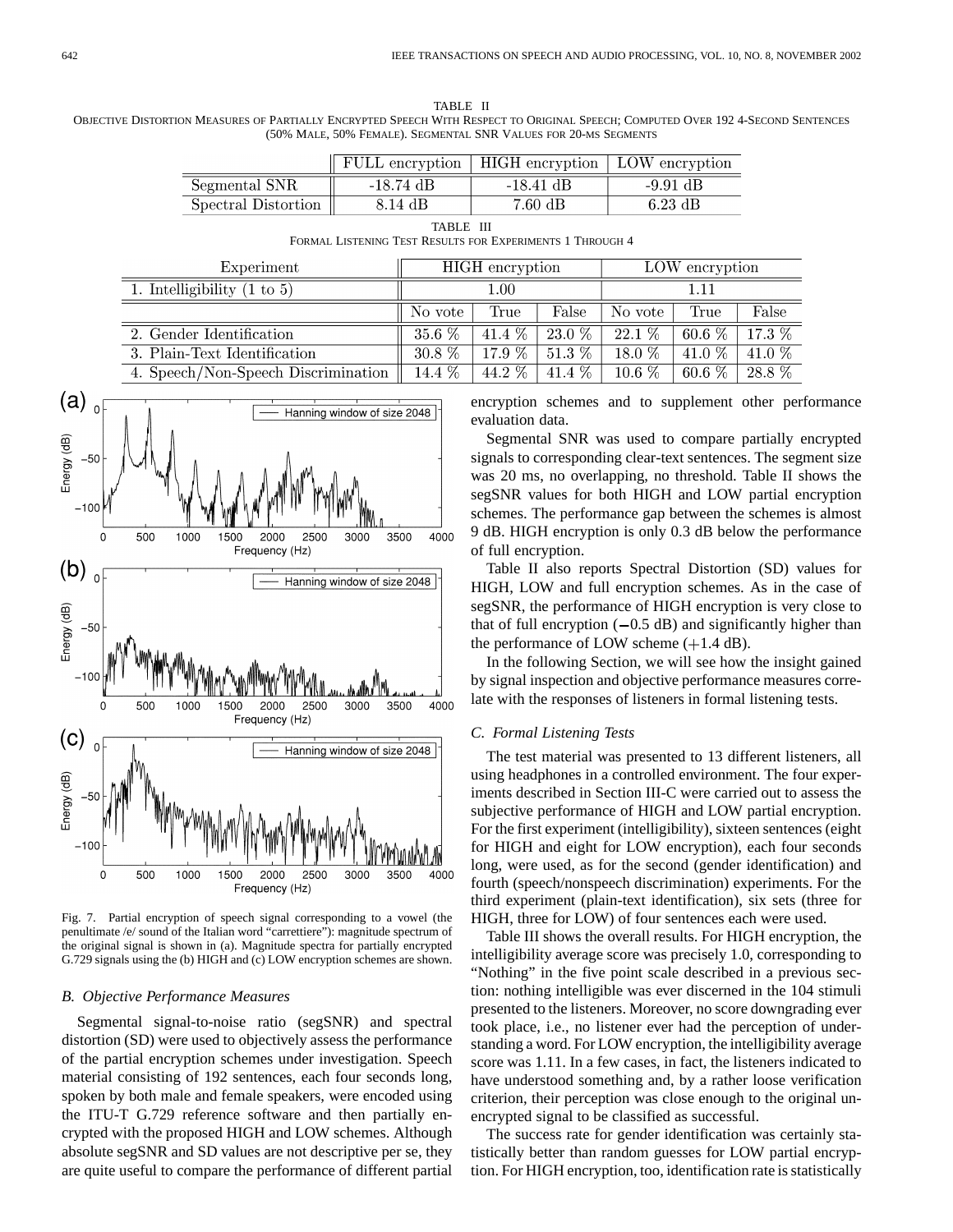TABLE II
OBJECTIVE DISTORTION MEASURES OF PARTIALLY ENCRYPTED SPEECH WITH RESPECT TO ORIGINAL SPEECH; COMPUTED OVER 192 4-SECOND SENTENCES (50% MALE, 50% FEMALE). SEGMENTAL SNR VALUES FOR 20-MS SEGMENTS

| | FULL encryption | HIGH encryption | LOW encryption |
|---|---|---|---|
| Segmental SNR | -18.74 dB | -18.41 dB | -9.91 dB |
| Spectral Distortion | 8.14 dB | 7.60 dB | 6.23 dB |

TABLE III
FORMAL LISTENING TEST RESULTS FOR EXPERIMENTS 1 THROUGH 4

| Experiment | HIGH encryption | | | LOW encryption | | |
|---|---|---|---|---|---|---|
| 1. Intelligibility (1 to 5) | 1.00 | | | 1.11 | | |
| | No vote | True | False | No vote | True | False |
| 2. Gender Identification | 35.6 % | 41.4 % | 23.0 % | 22.1 % | 60.6 % | 17.3 % |
| 3. Plain-Text Identification | 30.8 % | 17.9 % | 51.3 % | 18.0 % | 41.0 % | 41.0 % |
| 4. Speech/Non-Speech Discrimination | 14.4 % | 44.2 % | 41.4 % | 10.6 % | 60.6 % | 28.8 % |

Fig. 7. Partial encryption of speech signal corresponding to a vowel (the penultimate /e/ sound of the Italian word "carrettiere"): magnitude spectrum of the original signal is shown in (a). Magnitude spectra for partially encrypted G.729 signals using the (b) HIGH and (c) LOW encryption schemes are shown.

### B. Objective Performance Measures

Segmental signal-to-noise ratio (segSNR) and spectral distortion (SD) were used to objectively assess the performance of the partial encryption schemes under investigation. Speech material consisting of 192 sentences, each four seconds long, spoken by both male and female speakers, were encoded using the ITU-T G.729 reference software and then partially encrypted with the proposed HIGH and LOW schemes. Although absolute segSNR and SD values are not descriptive per se, they are quite useful to compare the performance of different partial encryption schemes and to supplement other performance evaluation data.

Segmental SNR was used to compare partially encrypted signals to corresponding clear-text sentences. The segment size was 20 ms, no overlapping, no threshold. Table II shows the segSNR values for both HIGH and LOW partial encryption schemes. The performance gap between the schemes is almost 9 dB. HIGH encryption is only 0.3 dB below the performance of full encryption.

Table II also reports Spectral Distortion (SD) values for HIGH, LOW and full encryption schemes. As in the case of segSNR, the performance of HIGH encryption is very close to that of full encryption ($-0.5$ dB) and significantly higher than the performance of LOW scheme ($+1.4$ dB).

In the following Section, we will see how the insight gained by signal inspection and objective performance measures correlate with the responses of listeners in formal listening tests.

### C. Formal Listening Tests

The test material was presented to 13 different listeners, all using headphones in a controlled environment. The four experiments described in Section III-C were carried out to assess the subjective performance of HIGH and LOW partial encryption. For the first experiment (intelligibility), sixteen sentences (eight for HIGH and eight for LOW encryption), each four seconds long, were used, as for the second (gender identification) and fourth (speech/nonspeech discrimination) experiments. For the third experiment (plain-text identification), six sets (three for HIGH, three for LOW) of four sentences each were used.

Table III shows the overall results. For HIGH encryption, the intelligibility average score was precisely 1.0, corresponding to "Nothing" in the five point scale described in a previous section: nothing intelligible was ever discerned in the 104 stimuli presented to the listeners. Moreover, no score downgrading ever took place, i.e., no listener ever had the perception of understanding a word. For LOW encryption, the intelligibility average score was 1.11. In a few cases, in fact, the listeners indicated to have understood something and, by a rather loose verification criterion, their perception was close enough to the original unencrypted signal to be classified as successful.

The success rate for gender identification was certainly statistically better than random guesses for LOW partial encryption. For HIGH encryption, too, identification rate is statistically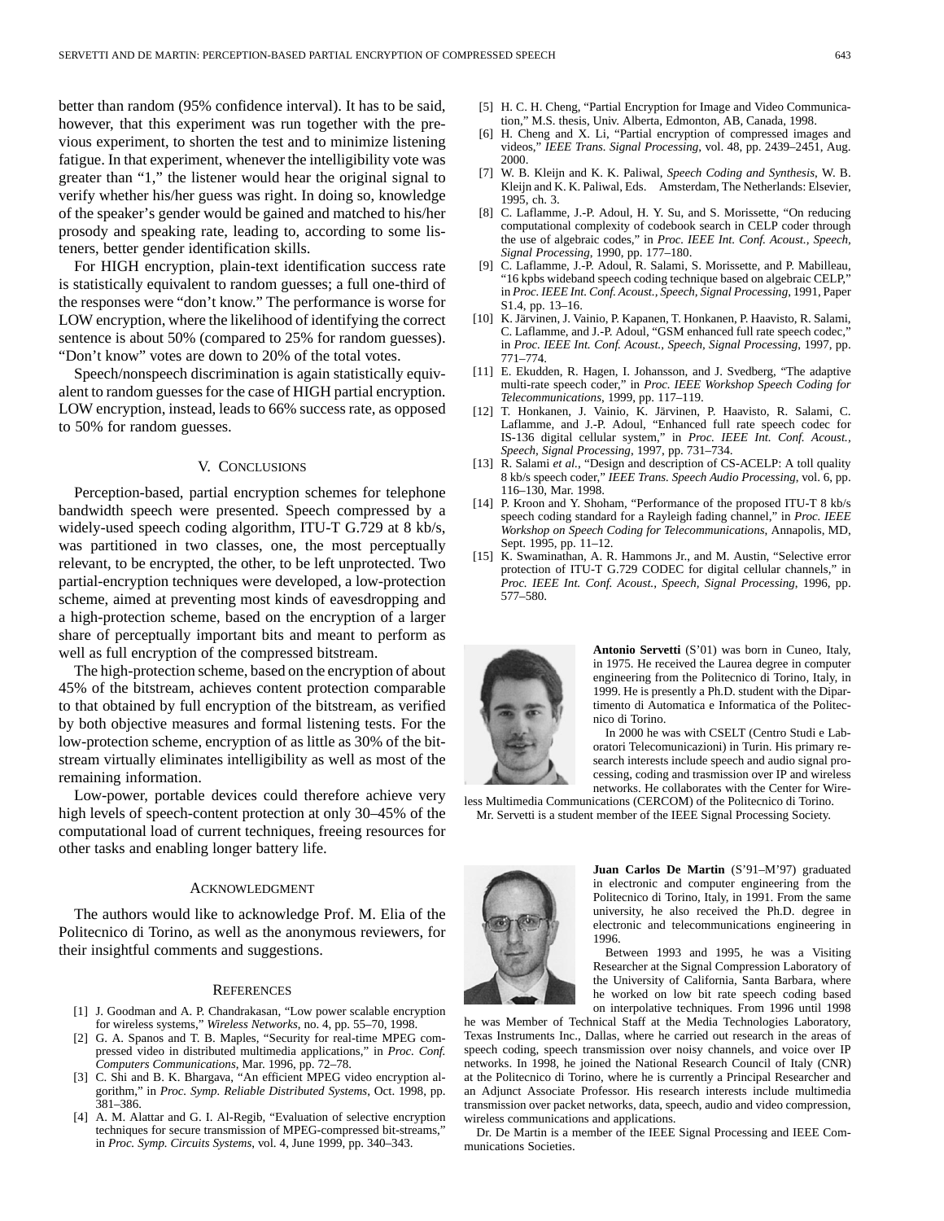better than random (95% confidence interval). It has to be said, however, that this experiment was run together with the previous experiment, to shorten the test and to minimize listening fatigue. In that experiment, whenever the intelligibility vote was greater than "1," the listener would hear the original signal to verify whether his/her guess was right. In doing so, knowledge of the speaker's gender would be gained and matched to his/her prosody and speaking rate, leading to, according to some listeners, better gender identification skills.

For HIGH encryption, plain-text identification success rate is statistically equivalent to random guesses; a full one-third of the responses were "don't know." The performance is worse for LOW encryption, where the likelihood of identifying the correct sentence is about 50% (compared to 25% for random guesses). "Don't know" votes are down to 20% of the total votes.

Speech/nonspeech discrimination is again statistically equivalent to random guesses for the case of HIGH partial encryption. LOW encryption, instead, leads to 66% success rate, as opposed to 50% for random guesses.

## V. Conclusions

Perception-based, partial encryption schemes for telephone bandwidth speech were presented. Speech compressed by a widely-used speech coding algorithm, ITU-T G.729 at 8 kb/s, was partitioned in two classes, one, the most perceptually relevant, to be encrypted, the other, to be left unprotected. Two partial-encryption techniques were developed, a low-protection scheme, aimed at preventing most kinds of eavesdropping and a high-protection scheme, based on the encryption of a larger share of perceptually important bits and meant to perform as well as full encryption of the compressed bitstream.

The high-protection scheme, based on the encryption of about 45% of the bitstream, achieves content protection comparable to that obtained by full encryption of the bitstream, as verified by both objective measures and formal listening tests. For the low-protection scheme, encryption of as little as 30% of the bitstream virtually eliminates intelligibility as well as most of the remaining information.

Low-power, portable devices could therefore achieve very high levels of speech-content protection at only 30–45% of the computational load of current techniques, freeing resources for other tasks and enabling longer battery life.

## Acknowledgment

The authors would like to acknowledge Prof. M. Elia of the Politecnico di Torino, as well as the anonymous reviewers, for their insightful comments and suggestions.

## References

[1] J. Goodman and A. P. Chandrakasan, "Low power scalable encryption for wireless systems," *Wireless Networks*, no. 4, pp. 55–70, 1998.

[2] G. A. Spanos and T. B. Maples, "Security for real-time MPEG compressed video in distributed multimedia applications," in *Proc. Conf. Computers Communications*, Mar. 1996, pp. 72–78.

[3] C. Shi and B. K. Bhargava, "An efficient MPEG video encryption algorithm," in *Proc. Symp. Reliable Distributed Systems*, Oct. 1998, pp. 381–386.

[4] A. M. Alattar and G. I. Al-Regib, "Evaluation of selective encryption techniques for secure transmission of MPEG-compressed bit-streams," in *Proc. Symp. Circuits Systems*, vol. 4, June 1999, pp. 340–343.

[5] H. C. H. Cheng, "Partial Encryption for Image and Video Communication," M.S. thesis, Univ. Alberta, Edmonton, AB, Canada, 1998.

[6] H. Cheng and X. Li, "Partial encryption of compressed images and videos," *IEEE Trans. Signal Processing*, vol. 48, pp. 2439–2451, Aug. 2000.

[7] W. B. Kleijn and K. K. Paliwal, *Speech Coding and Synthesis*, W. B. Kleijn and K. K. Paliwal, Eds. Amsterdam, The Netherlands: Elsevier, 1995, ch. 3.

[8] C. Laflamme, J.-P. Adoul, H. Y. Su, and S. Morissette, "On reducing computational complexity of codebook search in CELP coder through the use of algebraic codes," in *Proc. IEEE Int. Conf. Acoust., Speech, Signal Processing*, 1990, pp. 177–180.

[9] C. Laflamme, J.-P. Adoul, R. Salami, S. Morissette, and P. Mabilleau, "16 kpbs wideband speech coding technique based on algebraic CELP," in *Proc. IEEE Int. Conf. Acoust., Speech, Signal Processing*, 1991, Paper S1.4, pp. 13–16.

[10] K. Järvinen, J. Vainio, P. Kapanen, T. Honkanen, P. Haavisto, R. Salami, C. Laflamme, and J.-P. Adoul, "GSM enhanced full rate speech codec," in *Proc. IEEE Int. Conf. Acoust., Speech, Signal Processing*, 1997, pp. 771–774.

[11] E. Ekudden, R. Hagen, I. Johansson, and J. Svedberg, "The adaptive multi-rate speech coder," in *Proc. IEEE Workshop Speech Coding for Telecommunications*, 1999, pp. 117–119.

[12] T. Honkanen, J. Vainio, K. Järvinen, P. Haavisto, R. Salami, C. Laflamme, and J.-P. Adoul, "Enhanced full rate speech codec for IS-136 digital cellular system," in *Proc. IEEE Int. Conf. Acoust., Speech, Signal Processing*, 1997, pp. 731–734.

[13] R. Salami *et al.*, "Design and description of CS-ACELP: A toll quality 8 kb/s speech coder," *IEEE Trans. Speech Audio Processing*, vol. 6, pp. 116–130, Mar. 1998.

[14] P. Kroon and Y. Shoham, "Performance of the proposed ITU-T 8 kb/s speech coding standard for a Rayleigh fading channel," in *Proc. IEEE Workshop on Speech Coding for Telecommunications*, Annapolis, MD, Sept. 1995, pp. 11–12.

[15] K. Swaminathan, A. R. Hammons Jr., and M. Austin, "Selective error protection of ITU-T G.729 CODEC for digital cellular channels," in *Proc. IEEE Int. Conf. Acoust., Speech, Signal Processing*, 1996, pp. 577–580.

**Antonio Servetti** (S'01) was born in Cuneo, Italy, in 1975. He received the Laurea degree in computer engineering from the Politecnico di Torino, Italy, in 1999. He is presently a Ph.D. student with the Dipartimento di Automatica e Informatica of the Politecnico di Torino.

In 2000 he was with CSELT (Centro Studi e Laboratori Telecomunicazioni) in Turin. His primary research interests include speech and audio signal processing, coding and trasmission over IP and wireless networks. He collaborates with the Center for Wireless Multimedia Communications (CERCOM) of the Politecnico di Torino.

Mr. Servetti is a student member of the IEEE Signal Processing Society.

**Juan Carlos De Martin** (S'91–M'97) graduated in electronic and computer engineering from the Politecnico di Torino, Italy, in 1991. From the same university, he also received the Ph.D. degree in electronic and telecommunications engineering in 1996.

Between 1993 and 1995, he was a Visiting Researcher at the Signal Compression Laboratory of the University of California, Santa Barbara, where he worked on low bit rate speech coding based on interpolative techniques. From 1996 until 1998 he was Member of Technical Staff at the Media Technologies Laboratory, Texas Instruments Inc., Dallas, where he carried out research in the areas of speech coding, speech transmission over noisy channels, and voice over IP networks. In 1998, he joined the National Research Council of Italy (CNR) at the Politecnico di Torino, where he is currently a Principal Researcher and an Adjunct Associate Professor. His research interests include multimedia transmission over packet networks, data, speech, audio and video compression, wireless communications and applications.

Dr. De Martin is a member of the IEEE Signal Processing and IEEE Communications Societies.